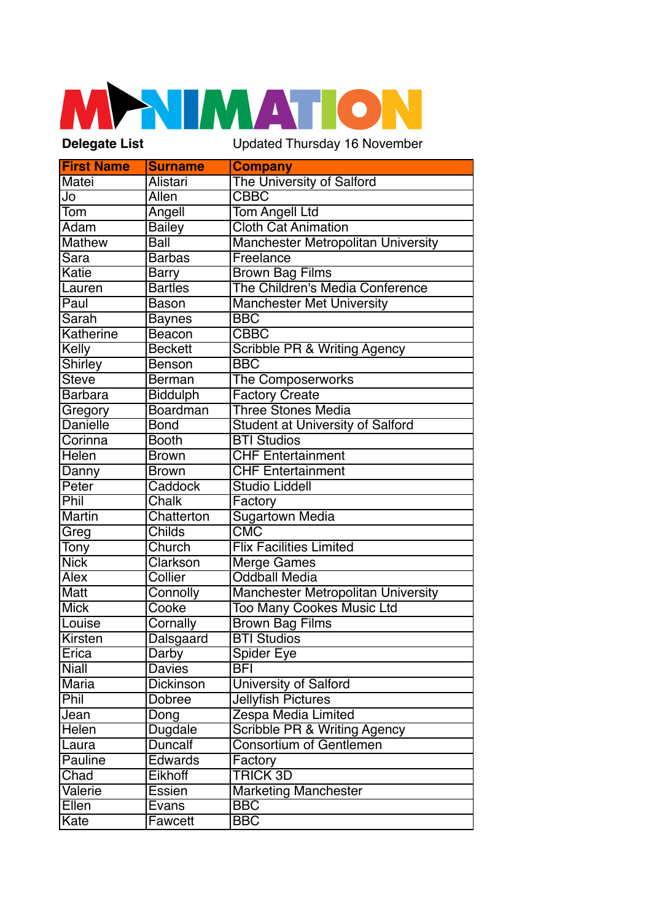# MANIMATION

**Delegate List** Updated Thursday 16 November

| First Name | Surname | Company |
|---|---|---|
| Matei | Alistari | The University of Salford |
| Jo | Allen | CBBC |
| Tom | Angell | Tom Angell Ltd |
| Adam | Bailey | Cloth Cat Animation |
| Mathew | Ball | Manchester Metropolitan University |
| Sara | Barbas | Freelance |
| Katie | Barry | Brown Bag Films |
| Lauren | Bartles | The Children's Media Conference |
| Paul | Bason | Manchester Met University |
| Sarah | Baynes | BBC |
| Katherine | Beacon | CBBC |
| Kelly | Beckett | Scribble PR & Writing Agency |
| Shirley | Benson | BBC |
| Steve | Berman | The Composerworks |
| Barbara | Biddulph | Factory Create |
| Gregory | Boardman | Three Stones Media |
| Danielle | Bond | Student at University of Salford |
| Corinna | Booth | BTI Studios |
| Helen | Brown | CHF Entertainment |
| Danny | Brown | CHF Entertainment |
| Peter | Caddock | Studio Liddell |
| Phil | Chalk | Factory |
| Martin | Chatterton | Sugartown Media |
| Greg | Childs | CMC |
| Tony | Church | Flix Facilities Limited |
| Nick | Clarkson | Merge Games |
| Alex | Collier | Oddball Media |
| Matt | Connolly | Manchester Metropolitan University |
| Mick | Cooke | Too Many Cookes Music Ltd |
| Louise | Cornally | Brown Bag Films |
| Kirsten | Dalsgaard | BTI Studios |
| Erica | Darby | Spider Eye |
| Niall | Davies | BFI |
| Maria | Dickinson | University of Salford |
| Phil | Dobree | Jellyfish Pictures |
| Jean | Dong | Zespa Media Limited |
| Helen | Dugdale | Scribble PR & Writing Agency |
| Laura | Duncalf | Consortium of Gentlemen |
| Pauline | Edwards | Factory |
| Chad | Eikhoff | TRICK 3D |
| Valerie | Essien | Marketing Manchester |
| Ellen | Evans | BBC |
| Kate | Fawcett | BBC |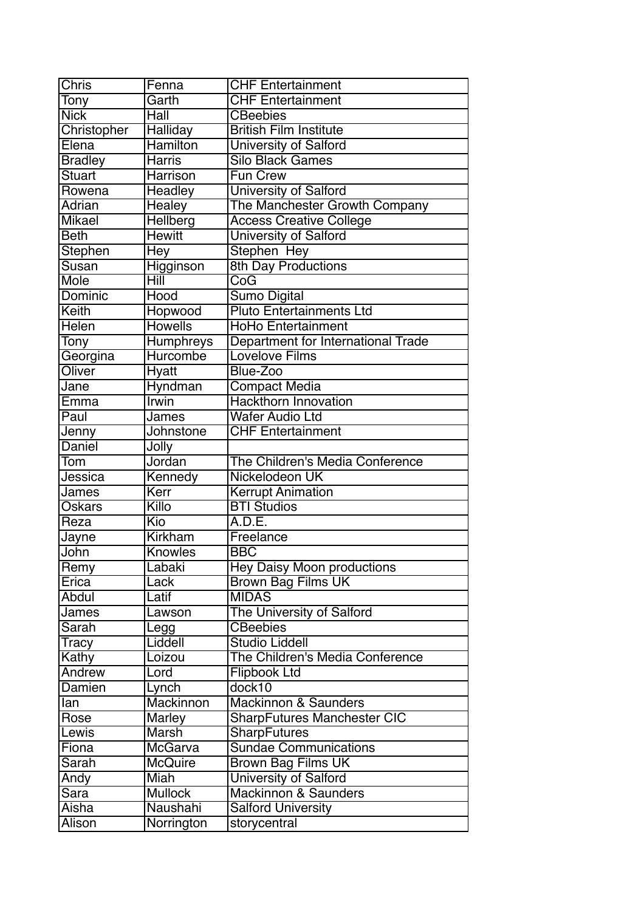| Chris | Fenna | CHF Entertainment |
|---|---|---|
| Tony | Garth | CHF Entertainment |
| Nick | Hall | CBeebies |
| Christopher | Halliday | British Film Institute |
| Elena | Hamilton | University of Salford |
| Bradley | Harris | Silo Black Games |
| Stuart | Harrison | Fun Crew |
| Rowena | Headley | University of Salford |
| Adrian | Healey | The Manchester Growth Company |
| Mikael | Hellberg | Access Creative College |
| Beth | Hewitt | University of Salford |
| Stephen | Hey | Stephen  Hey |
| Susan | Higginson | 8th Day Productions |
| Mole | Hill | CoG |
| Dominic | Hood | Sumo Digital |
| Keith | Hopwood | Pluto Entertainments Ltd |
| Helen | Howells | HoHo Entertainment |
| Tony | Humphreys | Department for International Trade |
| Georgina | Hurcombe | Lovelove Films |
| Oliver | Hyatt | Blue-Zoo |
| Jane | Hyndman | Compact Media |
| Emma | Irwin | Hackthorn Innovation |
| Paul | James | Wafer Audio Ltd |
| Jenny | Johnstone | CHF Entertainment |
| Daniel | Jolly | |
| Tom | Jordan | The Children's Media Conference |
| Jessica | Kennedy | Nickelodeon UK |
| James | Kerr | Kerrupt Animation |
| Oskars | Killo | BTI Studios |
| Reza | Kio | A.D.E. |
| Jayne | Kirkham | Freelance |
| John | Knowles | BBC |
| Remy | Labaki | Hey Daisy Moon productions |
| Erica | Lack | Brown Bag Films UK |
| Abdul | Latif | MIDAS |
| James | Lawson | The University of Salford |
| Sarah | Legg | CBeebies |
| Tracy | Liddell | Studio Liddell |
| Kathy | Loizou | The Children's Media Conference |
| Andrew | Lord | Flipbook Ltd |
| Damien | Lynch | dock10 |
| Ian | Mackinnon | Mackinnon & Saunders |
| Rose | Marley | SharpFutures Manchester CIC |
| Lewis | Marsh | SharpFutures |
| Fiona | McGarva | Sundae Communications |
| Sarah | McQuire | Brown Bag Films UK |
| Andy | Miah | University of Salford |
| Sara | Mullock | Mackinnon & Saunders |
| Aisha | Naushahi | Salford University |
| Alison | Norrington | storycentral |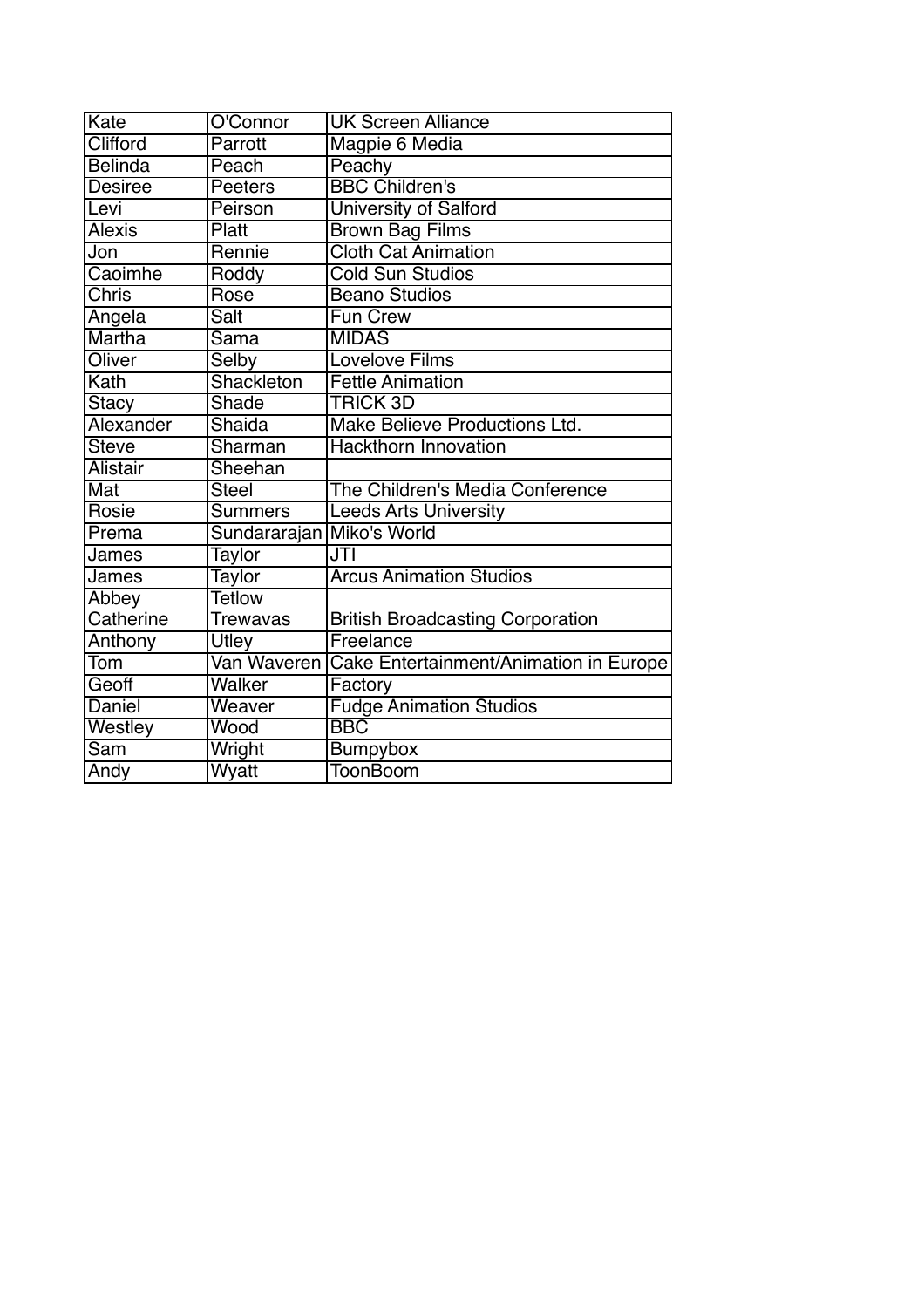| | | |
|---|---|---|
| Kate | O'Connor | UK Screen Alliance |
| Clifford | Parrott | Magpie 6 Media |
| Belinda | Peach | Peachy |
| Desiree | Peeters | BBC Children's |
| Levi | Peirson | University of Salford |
| Alexis | Platt | Brown Bag Films |
| Jon | Rennie | Cloth Cat Animation |
| Caoimhe | Roddy | Cold Sun Studios |
| Chris | Rose | Beano Studios |
| Angela | Salt | Fun Crew |
| Martha | Sama | MIDAS |
| Oliver | Selby | Lovelove Films |
| Kath | Shackleton | Fettle Animation |
| Stacy | Shade | TRICK 3D |
| Alexander | Shaida | Make Believe Productions Ltd. |
| Steve | Sharman | Hackthorn Innovation |
| Alistair | Sheehan | |
| Mat | Steel | The Children's Media Conference |
| Rosie | Summers | Leeds Arts University |
| Prema | Sundararajan | Miko's World |
| James | Taylor | JTI |
| James | Taylor | Arcus Animation Studios |
| Abbey | Tetlow | |
| Catherine | Trewavas | British Broadcasting Corporation |
| Anthony | Utley | Freelance |
| Tom | Van Waveren | Cake Entertainment/Animation in Europe |
| Geoff | Walker | Factory |
| Daniel | Weaver | Fudge Animation Studios |
| Westley | Wood | BBC |
| Sam | Wright | Bumpybox |
| Andy | Wyatt | ToonBoom |